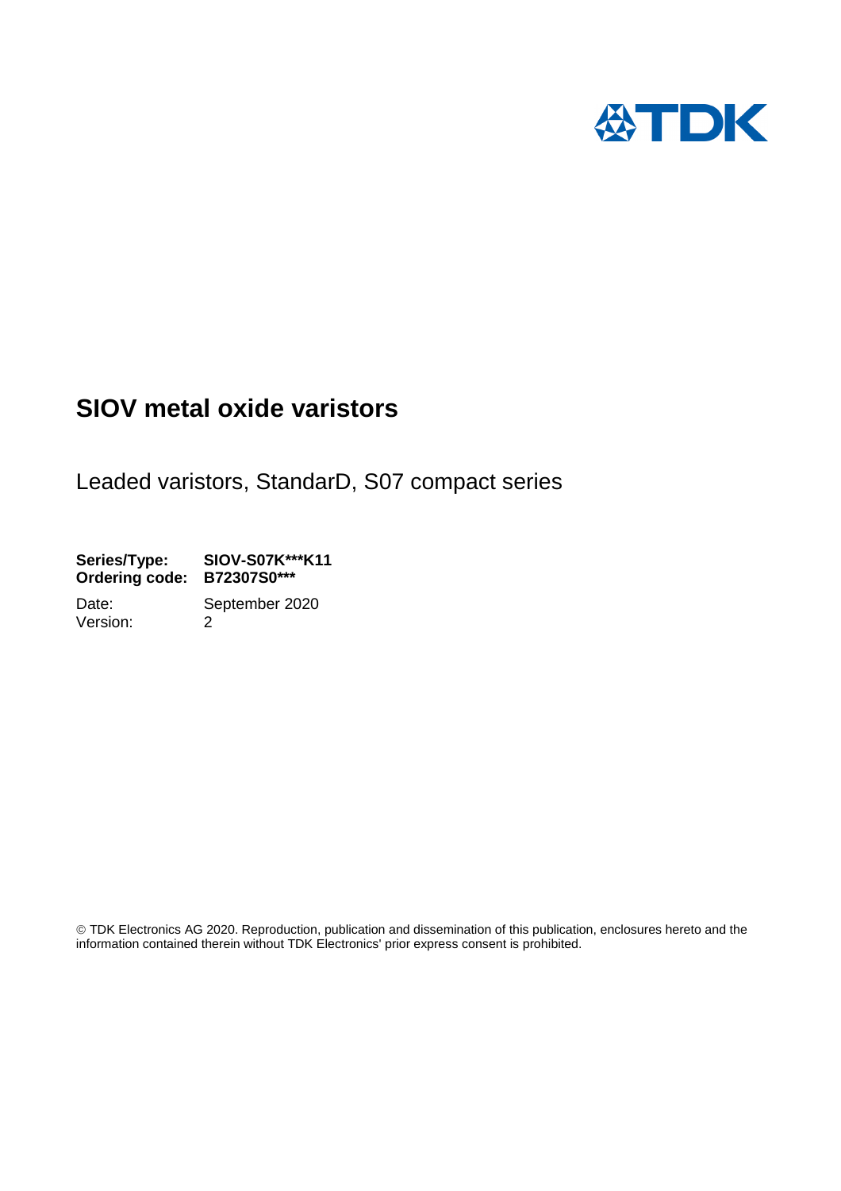# SIOV metal oxide varistors

Leaded varistors, StandarD, S07 compact series

**Series/Type:** **SIOV-S07K***K11**
**Ordering code:** **B72307S0*****

Date: September 2020
Version: 2

© TDK Electronics AG 2020. Reproduction, publication and dissemination of this publication, enclosures hereto and the information contained therein without TDK Electronics' prior express consent is prohibited.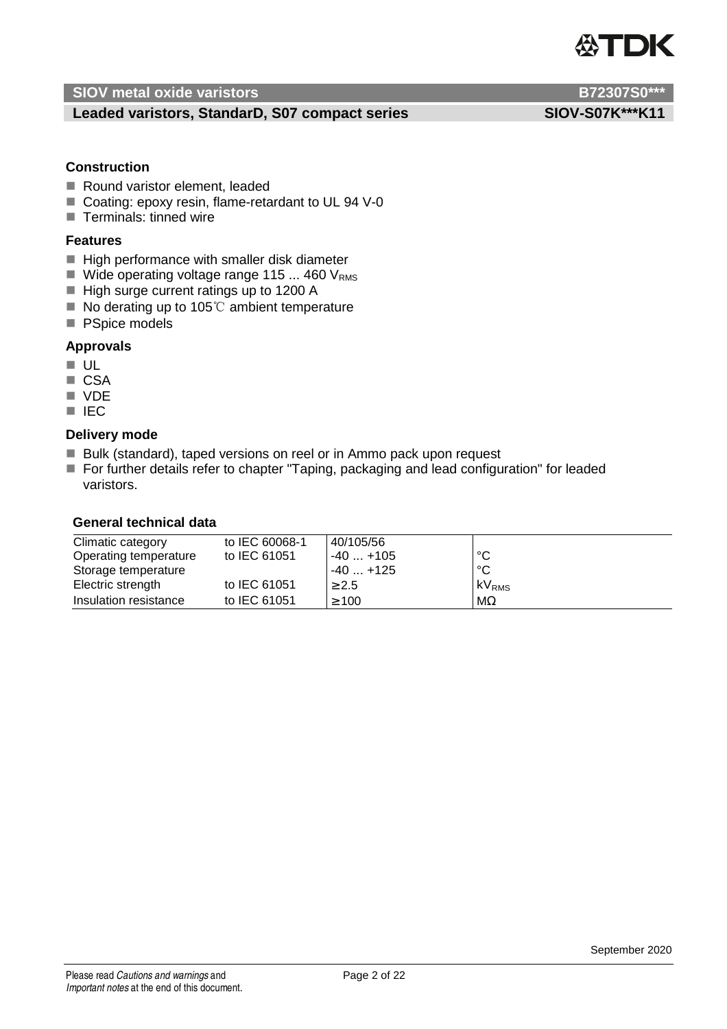# SIOV metal oxide varistors — B72307S0***

## Leaded varistors, StandarD, S07 compact series — SIOV-S07K***K11

### Construction

- Round varistor element, leaded
- Coating: epoxy resin, flame-retardant to UL 94 V-0
- Terminals: tinned wire

### Features

- High performance with smaller disk diameter
- Wide operating voltage range 115 ... 460 $V_{RMS}$
- High surge current ratings up to 1200 A
- No derating up to 105℃ ambient temperature
- PSpice models

### Approvals

- UL
- CSA
- VDE
- IEC

### Delivery mode

- Bulk (standard), taped versions on reel or in Ammo pack upon request
- For further details refer to chapter "Taping, packaging and lead configuration" for leaded varistors.

### General technical data

| | | | |
|---|---|---|---|
| Climatic category | to IEC 60068-1 | 40/105/56 | |
| Operating temperature | to IEC 61051 | -40 ... +105 | °C |
| Storage temperature | | -40 ... +125 | °C |
| Electric strength | to IEC 61051 | ≥2.5 | $kV_{RMS}$ |
| Insulation resistance | to IEC 61051 | ≥100 | MΩ |

September 2020

Please read *Cautions and warnings* and *Important notes* at the end of this document.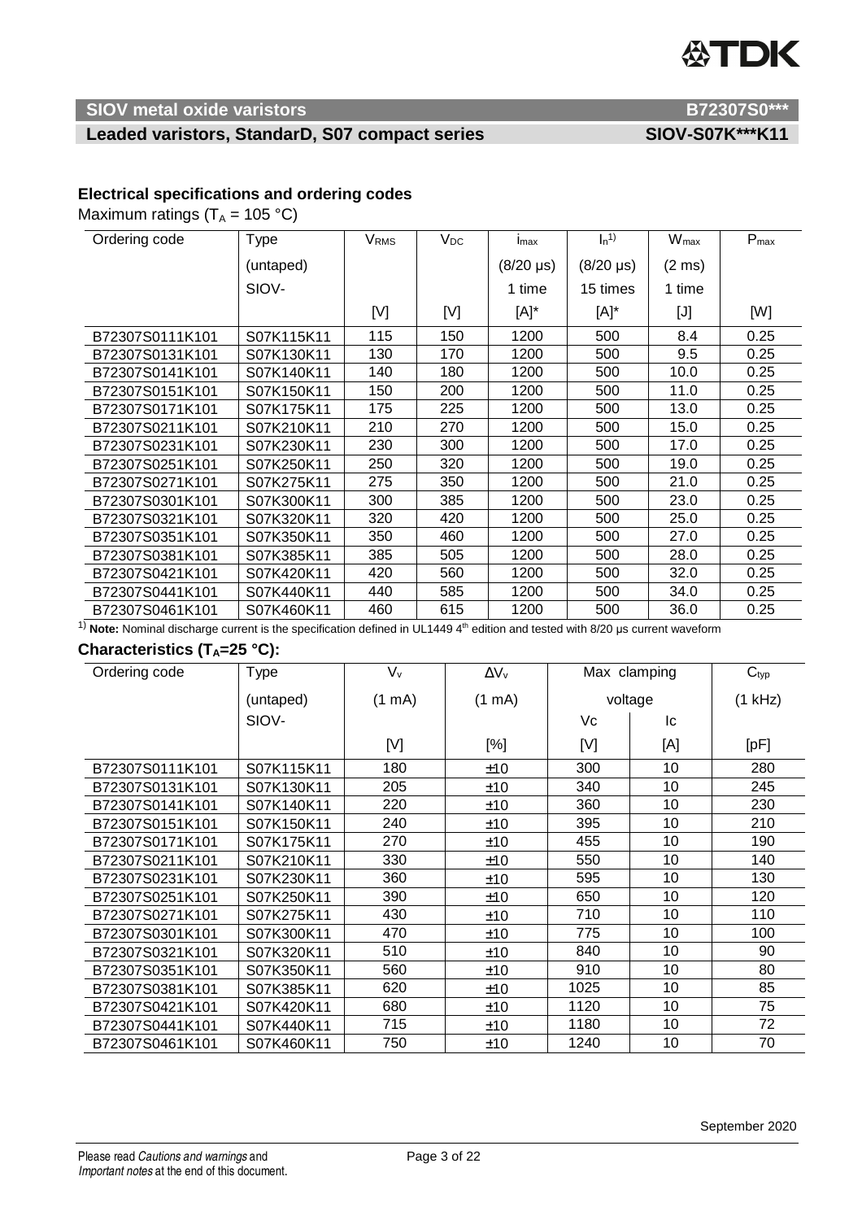**SIOV metal oxide varistors** **B72307S0*****

**Leaded varistors, StandarD, S07 compact series** **SIOV-S07K***K11**

### Electrical specifications and ordering codes

Maximum ratings ($T_A$ = 105 °C)

| Ordering code | Type (untaped) SIOV- | $V_{RMS}$ [V] | $V_{DC}$ [V] | $i_{max}$ (8/20 µs) 1 time [A]* | $I_n$[1] (8/20 µs) 15 times [A]* | $W_{max}$ (2 ms) 1 time [J] | $P_{max}$ [W] |
|---|---|---|---|---|---|---|---|
| B72307S0111K101 | S07K115K11 | 115 | 150 | 1200 | 500 | 8.4 | 0.25 |
| B72307S0131K101 | S07K130K11 | 130 | 170 | 1200 | 500 | 9.5 | 0.25 |
| B72307S0141K101 | S07K140K11 | 140 | 180 | 1200 | 500 | 10.0 | 0.25 |
| B72307S0151K101 | S07K150K11 | 150 | 200 | 1200 | 500 | 11.0 | 0.25 |
| B72307S0171K101 | S07K175K11 | 175 | 225 | 1200 | 500 | 13.0 | 0.25 |
| B72307S0211K101 | S07K210K11 | 210 | 270 | 1200 | 500 | 15.0 | 0.25 |
| B72307S0231K101 | S07K230K11 | 230 | 300 | 1200 | 500 | 17.0 | 0.25 |
| B72307S0251K101 | S07K250K11 | 250 | 320 | 1200 | 500 | 19.0 | 0.25 |
| B72307S0271K101 | S07K275K11 | 275 | 350 | 1200 | 500 | 21.0 | 0.25 |
| B72307S0301K101 | S07K300K11 | 300 | 385 | 1200 | 500 | 23.0 | 0.25 |
| B72307S0321K101 | S07K320K11 | 320 | 420 | 1200 | 500 | 25.0 | 0.25 |
| B72307S0351K101 | S07K350K11 | 350 | 460 | 1200 | 500 | 27.0 | 0.25 |
| B72307S0381K101 | S07K385K11 | 385 | 505 | 1200 | 500 | 28.0 | 0.25 |
| B72307S0421K101 | S07K420K11 | 420 | 560 | 1200 | 500 | 32.0 | 0.25 |
| B72307S0441K101 | S07K440K11 | 440 | 585 | 1200 | 500 | 34.0 | 0.25 |
| B72307S0461K101 | S07K460K11 | 460 | 615 | 1200 | 500 | 36.0 | 0.25 |

[1] **Note:** Nominal discharge current is the specification defined in UL1449 4th edition and tested with 8/20 µs current waveform

### Characteristics ($T_A$=25 °C):

| Ordering code | Type (untaped) SIOV- | $V_v$ (1 mA) [V] | $\Delta V_v$ (1 mA) [%] | Max clamping voltage Vc [V] | Ic [A] | $C_{typ}$ (1 kHz) [pF] |
|---|---|---|---|---|---|---|
| B72307S0111K101 | S07K115K11 | 180 | ±10 | 300 | 10 | 280 |
| B72307S0131K101 | S07K130K11 | 205 | ±10 | 340 | 10 | 245 |
| B72307S0141K101 | S07K140K11 | 220 | ±10 | 360 | 10 | 230 |
| B72307S0151K101 | S07K150K11 | 240 | ±10 | 395 | 10 | 210 |
| B72307S0171K101 | S07K175K11 | 270 | ±10 | 455 | 10 | 190 |
| B72307S0211K101 | S07K210K11 | 330 | ±10 | 550 | 10 | 140 |
| B72307S0231K101 | S07K230K11 | 360 | ±10 | 595 | 10 | 130 |
| B72307S0251K101 | S07K250K11 | 390 | ±10 | 650 | 10 | 120 |
| B72307S0271K101 | S07K275K11 | 430 | ±10 | 710 | 10 | 110 |
| B72307S0301K101 | S07K300K11 | 470 | ±10 | 775 | 10 | 100 |
| B72307S0321K101 | S07K320K11 | 510 | ±10 | 840 | 10 | 90 |
| B72307S0351K101 | S07K350K11 | 560 | ±10 | 910 | 10 | 80 |
| B72307S0381K101 | S07K385K11 | 620 | ±10 | 1025 | 10 | 85 |
| B72307S0421K101 | S07K420K11 | 680 | ±10 | 1120 | 10 | 75 |
| B72307S0441K101 | S07K440K11 | 715 | ±10 | 1180 | 10 | 72 |
| B72307S0461K101 | S07K460K11 | 750 | ±10 | 1240 | 10 | 70 |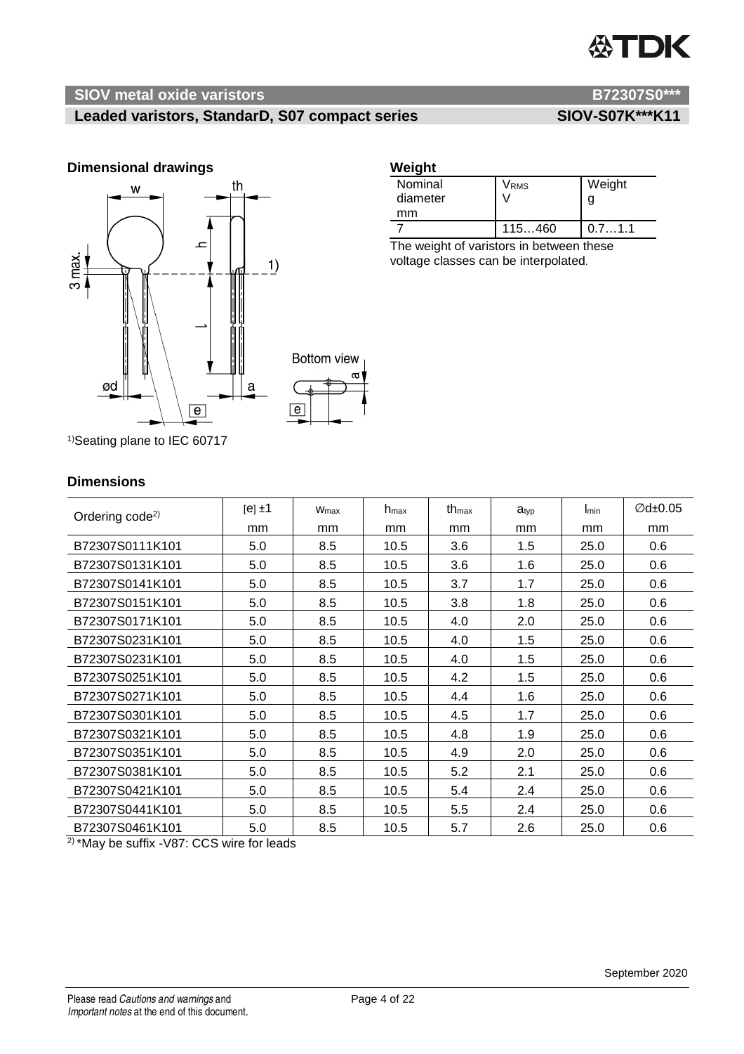**SIOV metal oxide varistors** **B72307S0*****

**Leaded varistors, StandarD, S07 compact series** **SIOV-S07K***K11**

### Dimensional drawings

[1]Seating plane to IEC 60717

### Weight

| Nominal diameter mm | $V_{RMS}$ V | Weight g |
|---|---|---|
| 7 | 115…460 | 0.7…1.1 |

The weight of varistors in between these voltage classes can be interpolated.

### Dimensions

| Ordering code[2] | [e] ±1 | $w_{max}$ | $h_{max}$ | $th_{max}$ | $a_{typ}$ | $l_{min}$ | ∅d±0.05 |
|---|---|---|---|---|---|---|---|
| | mm | mm | mm | mm | mm | mm | mm |
| B72307S0111K101 | 5.0 | 8.5 | 10.5 | 3.6 | 1.5 | 25.0 | 0.6 |
| B72307S0131K101 | 5.0 | 8.5 | 10.5 | 3.6 | 1.6 | 25.0 | 0.6 |
| B72307S0141K101 | 5.0 | 8.5 | 10.5 | 3.7 | 1.7 | 25.0 | 0.6 |
| B72307S0151K101 | 5.0 | 8.5 | 10.5 | 3.8 | 1.8 | 25.0 | 0.6 |
| B72307S0171K101 | 5.0 | 8.5 | 10.5 | 4.0 | 2.0 | 25.0 | 0.6 |
| B72307S0231K101 | 5.0 | 8.5 | 10.5 | 4.0 | 1.5 | 25.0 | 0.6 |
| B72307S0231K101 | 5.0 | 8.5 | 10.5 | 4.0 | 1.5 | 25.0 | 0.6 |
| B72307S0251K101 | 5.0 | 8.5 | 10.5 | 4.2 | 1.5 | 25.0 | 0.6 |
| B72307S0271K101 | 5.0 | 8.5 | 10.5 | 4.4 | 1.6 | 25.0 | 0.6 |
| B72307S0301K101 | 5.0 | 8.5 | 10.5 | 4.5 | 1.7 | 25.0 | 0.6 |
| B72307S0321K101 | 5.0 | 8.5 | 10.5 | 4.8 | 1.9 | 25.0 | 0.6 |
| B72307S0351K101 | 5.0 | 8.5 | 10.5 | 4.9 | 2.0 | 25.0 | 0.6 |
| B72307S0381K101 | 5.0 | 8.5 | 10.5 | 5.2 | 2.1 | 25.0 | 0.6 |
| B72307S0421K101 | 5.0 | 8.5 | 10.5 | 5.4 | 2.4 | 25.0 | 0.6 |
| B72307S0441K101 | 5.0 | 8.5 | 10.5 | 5.5 | 2.4 | 25.0 | 0.6 |
| B72307S0461K101 | 5.0 | 8.5 | 10.5 | 5.7 | 2.6 | 25.0 | 0.6 |

[2] *May be suffix -V87: CCS wire for leads

September 2020

Please read *Cautions and warnings* and *Important notes* at the end of this document.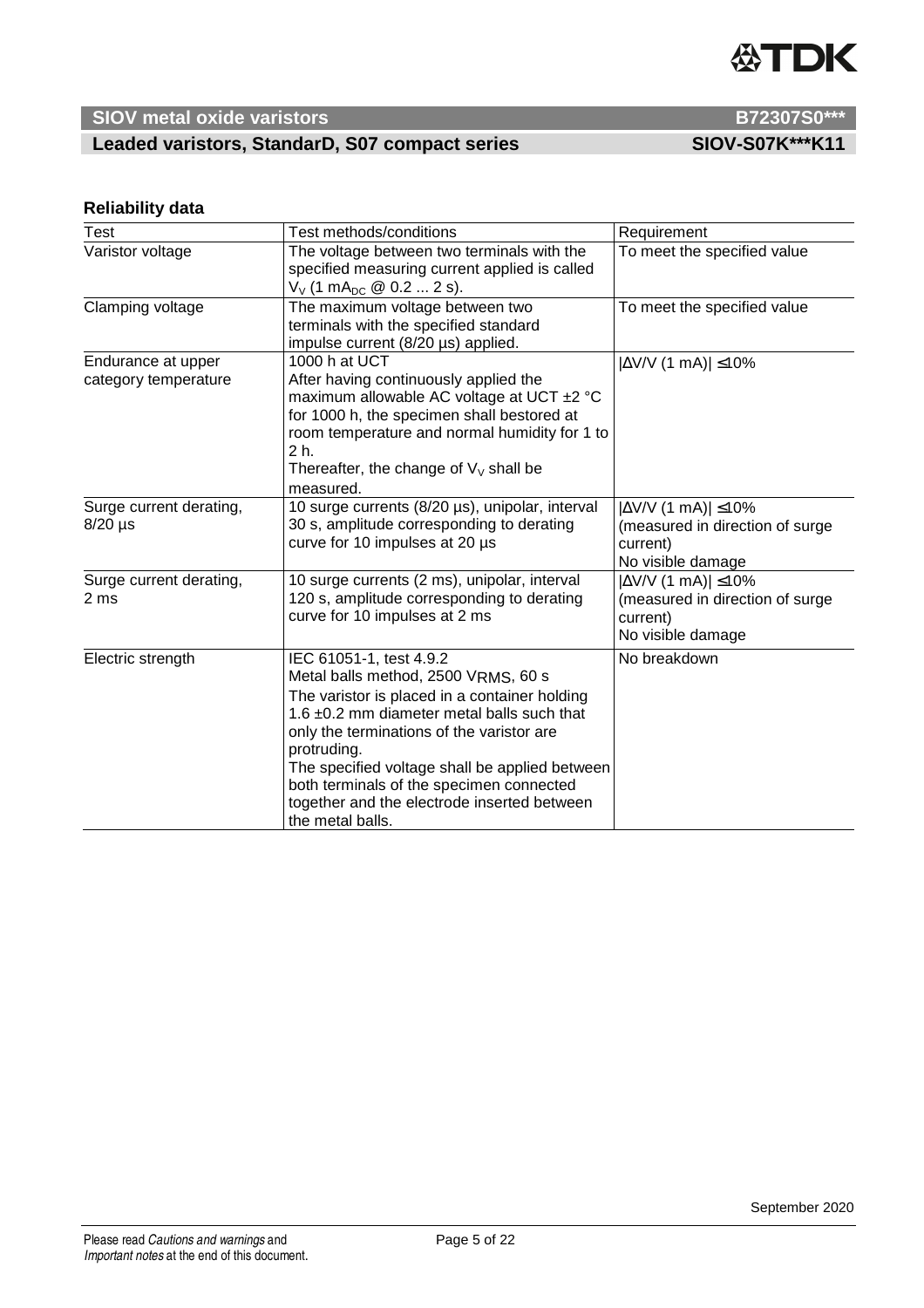## Reliability data

| Test | Test methods/conditions | Requirement |
|---|---|---|
| Varistor voltage | The voltage between two terminals with the specified measuring current applied is called $V_V$ (1 $mA_{DC}$ @ 0.2 ... 2 s). | To meet the specified value |
| Clamping voltage | The maximum voltage between two terminals with the specified standard impulse current (8/20 µs) applied. | To meet the specified value |
| Endurance at upper category temperature | 1000 h at UCT<br>After having continuously applied the maximum allowable AC voltage at UCT ±2 °C for 1000 h, the specimen shall bestored at room temperature and normal humidity for 1 to 2 h.<br>Thereafter, the change of $V_V$ shall be measured. | $\lvert\Delta V/V$ (1 mA)$\rvert \leq 10\%$ |
| Surge current derating, 8/20 µs | 10 surge currents (8/20 µs), unipolar, interval 30 s, amplitude corresponding to derating curve for 10 impulses at 20 µs | $\lvert\Delta V/V$ (1 mA)$\rvert \leq 10\%$<br>(measured in direction of surge current)<br>No visible damage |
| Surge current derating, 2 ms | 10 surge currents (2 ms), unipolar, interval 120 s, amplitude corresponding to derating curve for 10 impulses at 2 ms | $\lvert\Delta V/V$ (1 mA)$\rvert \leq 10\%$<br>(measured in direction of surge current)<br>No visible damage |
| Electric strength | IEC 61051-1, test 4.9.2<br>Metal balls method, 2500 $V_{RMS}$, 60 s<br>The varistor is placed in a container holding 1.6 ±0.2 mm diameter metal balls such that only the terminations of the varistor are protruding.<br>The specified voltage shall be applied between both terminals of the specimen connected together and the electrode inserted between the metal balls. | No breakdown |

September 2020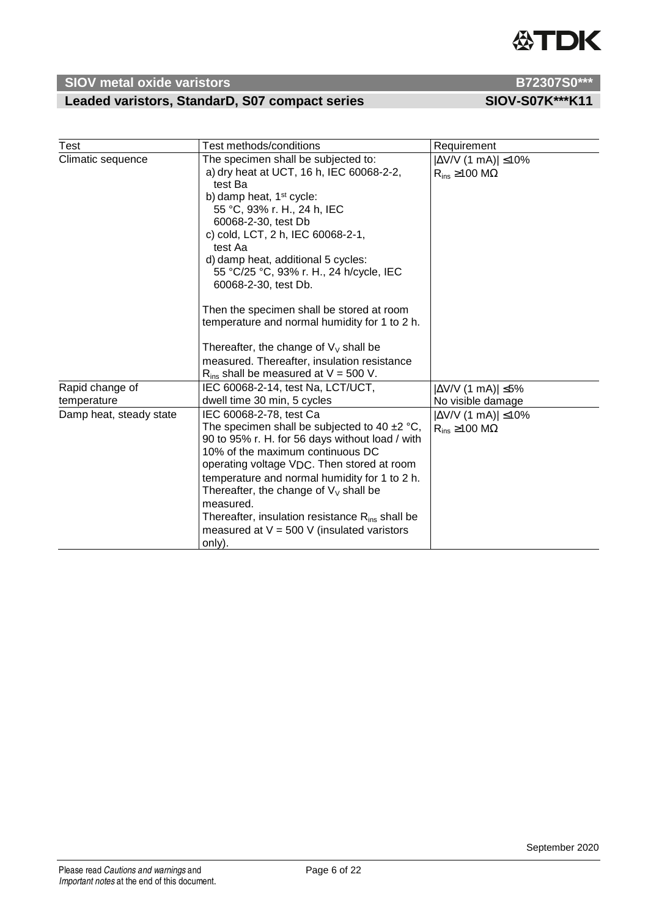| Test | Test methods/conditions | Requirement |
|---|---|---|
| Climatic sequence | The specimen shall be subjected to:<br>a) dry heat at UCT, 16 h, IEC 60068-2-2, test Ba<br>b) damp heat, 1st cycle: 55 °C, 93% r. H., 24 h, IEC 60068-2-30, test Db<br>c) cold, LCT, 2 h, IEC 60068-2-1, test Aa<br>d) damp heat, additional 5 cycles: 55 °C/25 °C, 93% r. H., 24 h/cycle, IEC 60068-2-30, test Db.<br><br>Then the specimen shall be stored at room temperature and normal humidity for 1 to 2 h.<br><br>Thereafter, the change of $V_V$ shall be measured. Thereafter, insulation resistance $R_{ins}$ shall be measured at V = 500 V. | $\|\Delta V/V\ (1\ mA)\| \leq 10\%$<br>$R_{ins} \geq 100\ M\Omega$ |
| Rapid change of temperature | IEC 60068-2-14, test Na, LCT/UCT, dwell time 30 min, 5 cycles | $\|\Delta V/V\ (1\ mA)\| \leq 5\%$<br>No visible damage |
| Damp heat, steady state | IEC 60068-2-78, test Ca<br>The specimen shall be subjected to 40 ±2 °C, 90 to 95% r. H. for 56 days without load / with 10% of the maximum continuous DC operating voltage $V_{DC}$. Then stored at room temperature and normal humidity for 1 to 2 h.<br>Thereafter, the change of $V_V$ shall be measured.<br>Thereafter, insulation resistance $R_{ins}$ shall be measured at V = 500 V (insulated varistors only). | $\|\Delta V/V\ (1\ mA)\| \leq 10\%$<br>$R_{ins} \geq 100\ M\Omega$ |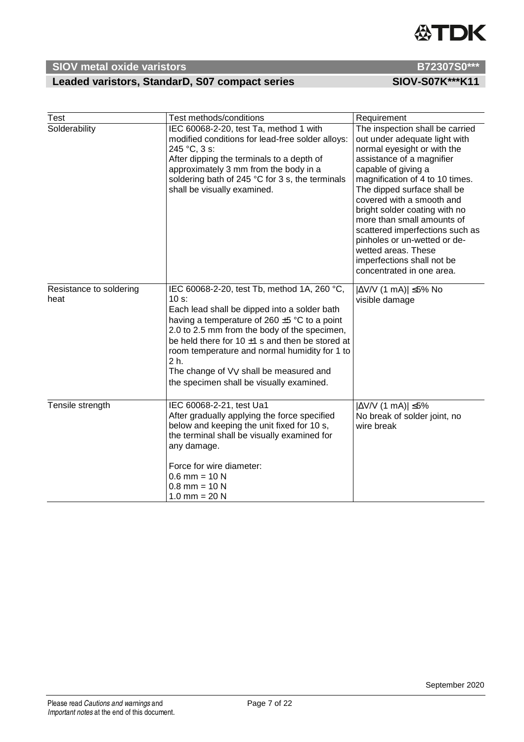| Test | Test methods/conditions | Requirement |
|---|---|---|
| Solderability | IEC 60068-2-20, test Ta, method 1 with modified conditions for lead-free solder alloys: 245 °C, 3 s:<br>After dipping the terminals to a depth of approximately 3 mm from the body in a soldering bath of 245 °C for 3 s, the terminals shall be visually examined. | The inspection shall be carried out under adequate light with normal eyesight or with the assistance of a magnifier capable of giving a magnification of 4 to 10 times. The dipped surface shall be covered with a smooth and bright solder coating with no more than small amounts of scattered imperfections such as pinholes or un-wetted or de-wetted areas. These imperfections shall not be concentrated in one area. |
| Resistance to soldering heat | IEC 60068-2-20, test Tb, method 1A, 260 °C, 10 s:<br>Each lead shall be dipped into a solder bath having a temperature of 260 ±5 °C to a point 2.0 to 2.5 mm from the body of the specimen, be held there for 10 ±1 s and then be stored at room temperature and normal humidity for 1 to 2 h.<br>The change of $V_V$ shall be measured and the specimen shall be visually examined. | $\|\Delta V/V$ (1 mA)$\| \leq 5\%$ No visible damage |
| Tensile strength | IEC 60068-2-21, test Ua1<br>After gradually applying the force specified below and keeping the unit fixed for 10 s, the terminal shall be visually examined for any damage.<br><br>Force for wire diameter:<br>0.6 mm = 10 N<br>0.8 mm = 10 N<br>1.0 mm = 20 N | $\|\Delta V/V$ (1 mA)$\| \leq 5\%$<br>No break of solder joint, no wire break |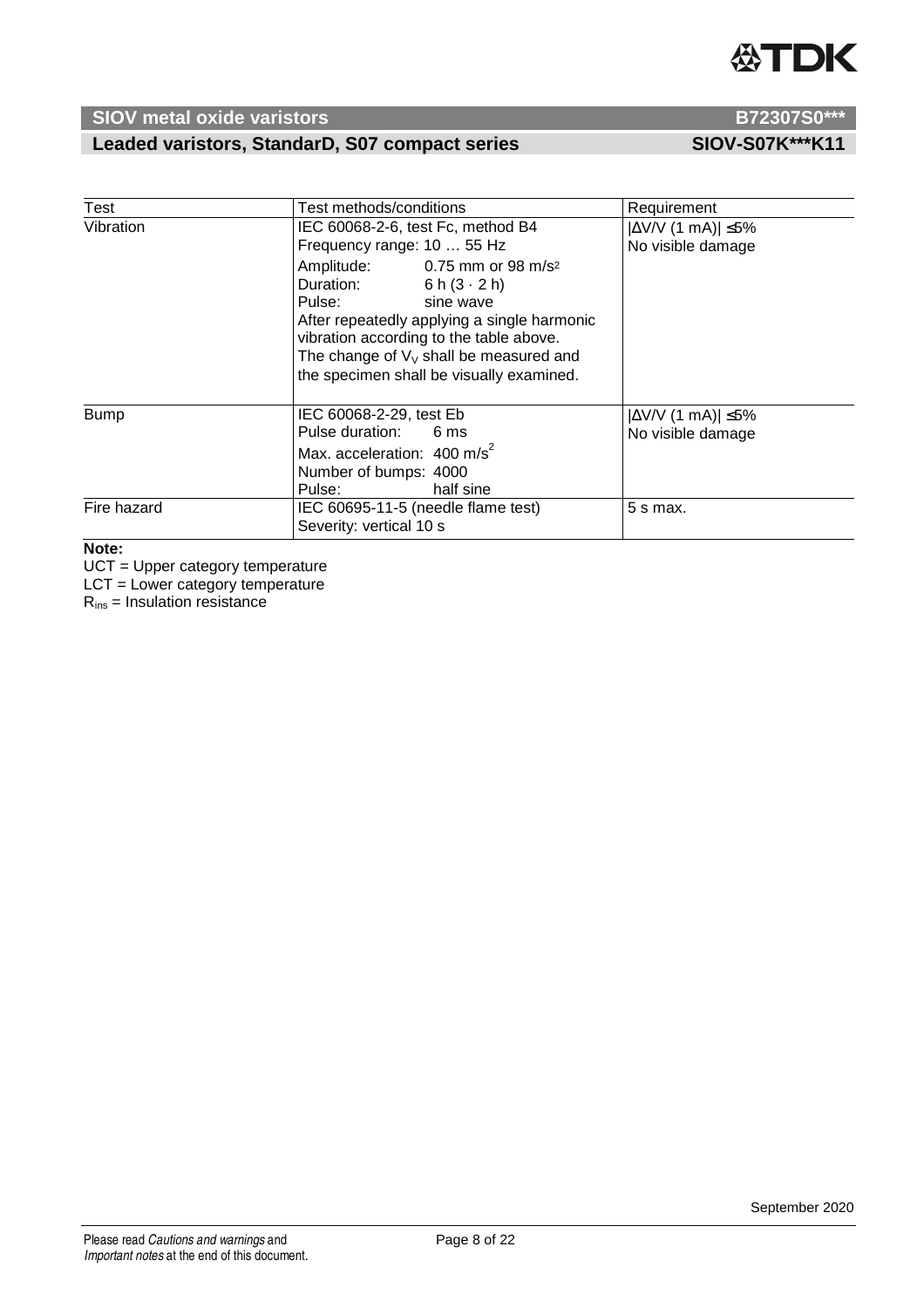| Test | Test methods/conditions | Requirement |
|---|---|---|
| Vibration | IEC 60068-2-6, test Fc, method B4<br>Frequency range: 10 … 55 Hz<br>Amplitude: 0.75 mm or 98 m/s²<br>Duration: 6 h (3 · 2 h)<br>Pulse: sine wave<br>After repeatedly applying a single harmonic vibration according to the table above.<br>The change of $V_V$ shall be measured and the specimen shall be visually examined. | $\lvert\Delta V/V$ (1 mA)$\rvert \leq 5\%$<br>No visible damage |
| Bump | IEC 60068-2-29, test Eb<br>Pulse duration: 6 ms<br>Max. acceleration: 400 m/s²<br>Number of bumps: 4000<br>Pulse: half sine | $\lvert\Delta V/V$ (1 mA)$\rvert \leq 5\%$<br>No visible damage |
| Fire hazard | IEC 60695-11-5 (needle flame test)<br>Severity: vertical 10 s | 5 s max. |

**Note:**

UCT = Upper category temperature

LCT = Lower category temperature

$R_{ins}$ = Insulation resistance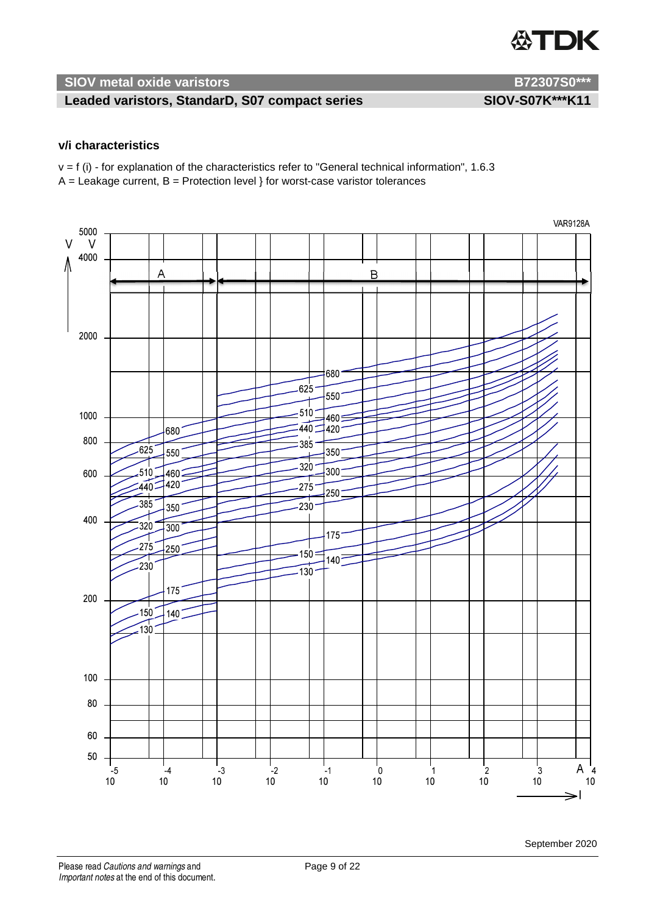## v/i characteristics

v = f (i) - for explanation of the characteristics refer to "General technical information", 1.6.3

A = Leakage current, B = Protection level } for worst-case varistor tolerances

VAR9128A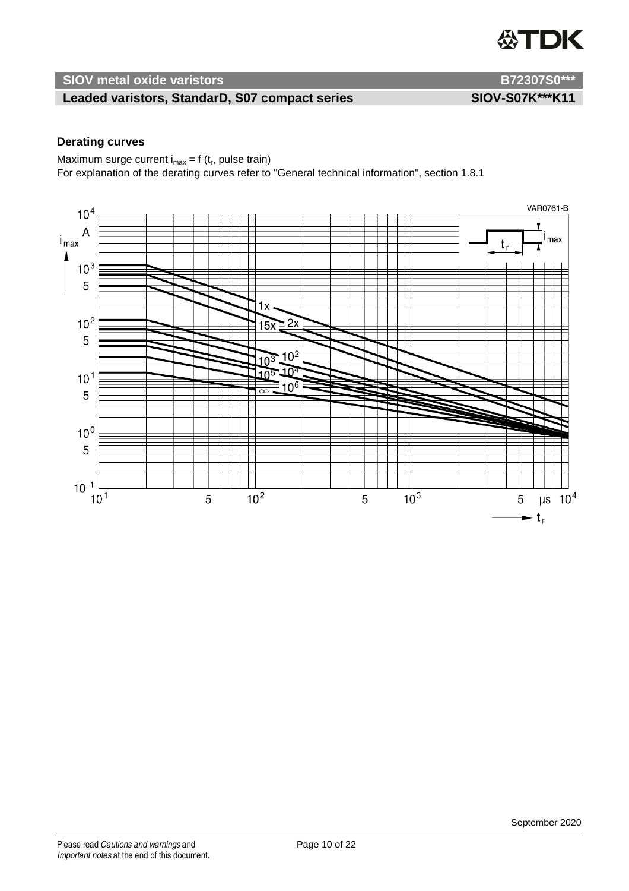## Derating curves

Maximum surge current $i_{max} = f(t_r, \text{pulse train})$

For explanation of the derating curves refer to "General technical information", section 1.8.1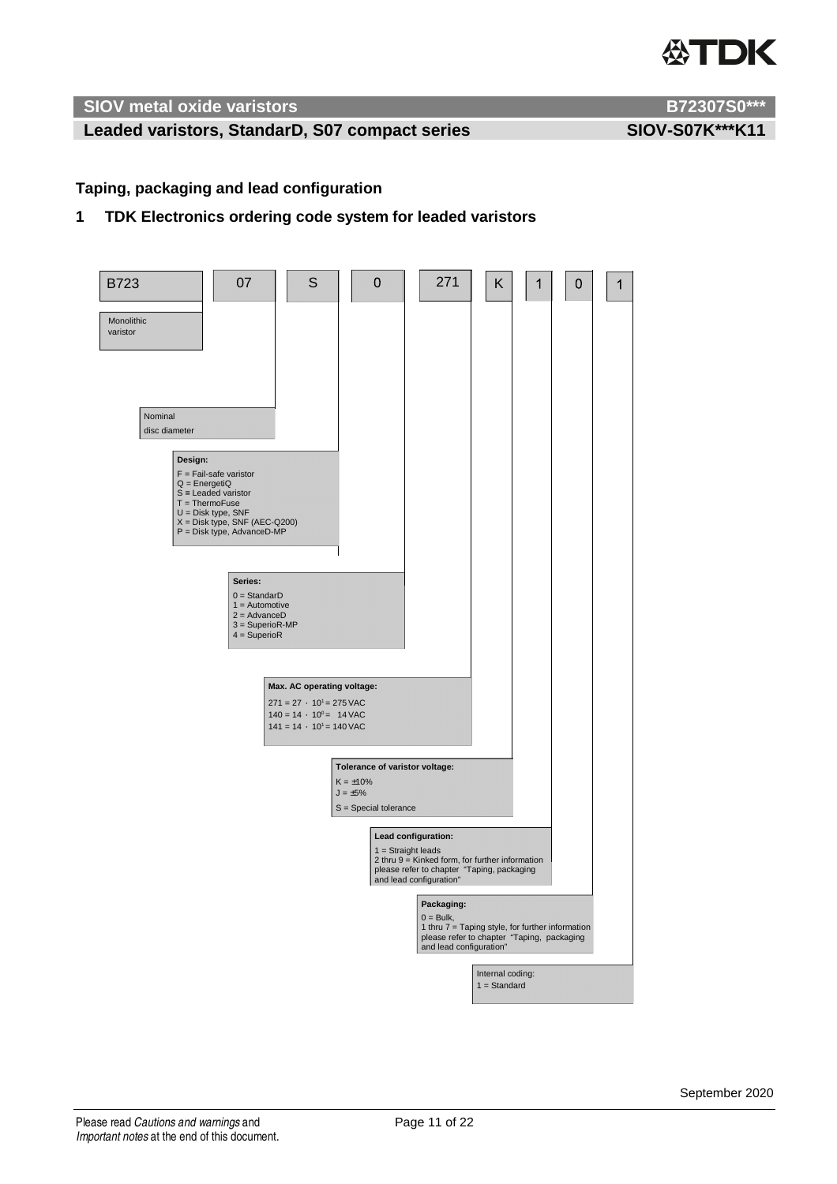## Taping, packaging and lead configuration

### 1 TDK Electronics ordering code system for leaded varistors

| B723 | 07 | S | 0 | 271 | K | 1 | 0 | 1 |
|---|---|---|---|---|---|---|---|---|

**B723** – Monolithic varistor

**07** – Nominal disc diameter

**S** – **Design:**
- F = Fail-safe varistor
- Q = EnergetiQ
- S = Leaded varistor
- T = ThermoFuse
- U = Disk type, SNF
- X = Disk type, SNF (AEC-Q200)
- P = Disk type, AdvanceD-MP

**0** – **Series:**
- 0 = StandarD
- 1 = Automotive
- 2 = AdvanceD
- 3 = SuperioR-MP
- 4 = SuperioR

**271** – **Max. AC operating voltage:**
- 271 = 27 · $10^1$ = 275 VAC
- 140 = 14 · $10^0$ = 14 VAC
- 141 = 14 · $10^1$ = 140 VAC

**K** – **Tolerance of varistor voltage:**
- K = ±10%
- J = ±5%
- S = Special tolerance

**1** – **Lead configuration:**
- 1 = Straight leads
- 2 thru 9 = Kinked form, for further information please refer to chapter "Taping, packaging and lead configuration"

**0** – **Packaging:**
- 0 = Bulk,
- 1 thru 7 = Taping style, for further information please refer to chapter "Taping, packaging and lead configuration"

**1** – Internal coding:
- 1 = Standard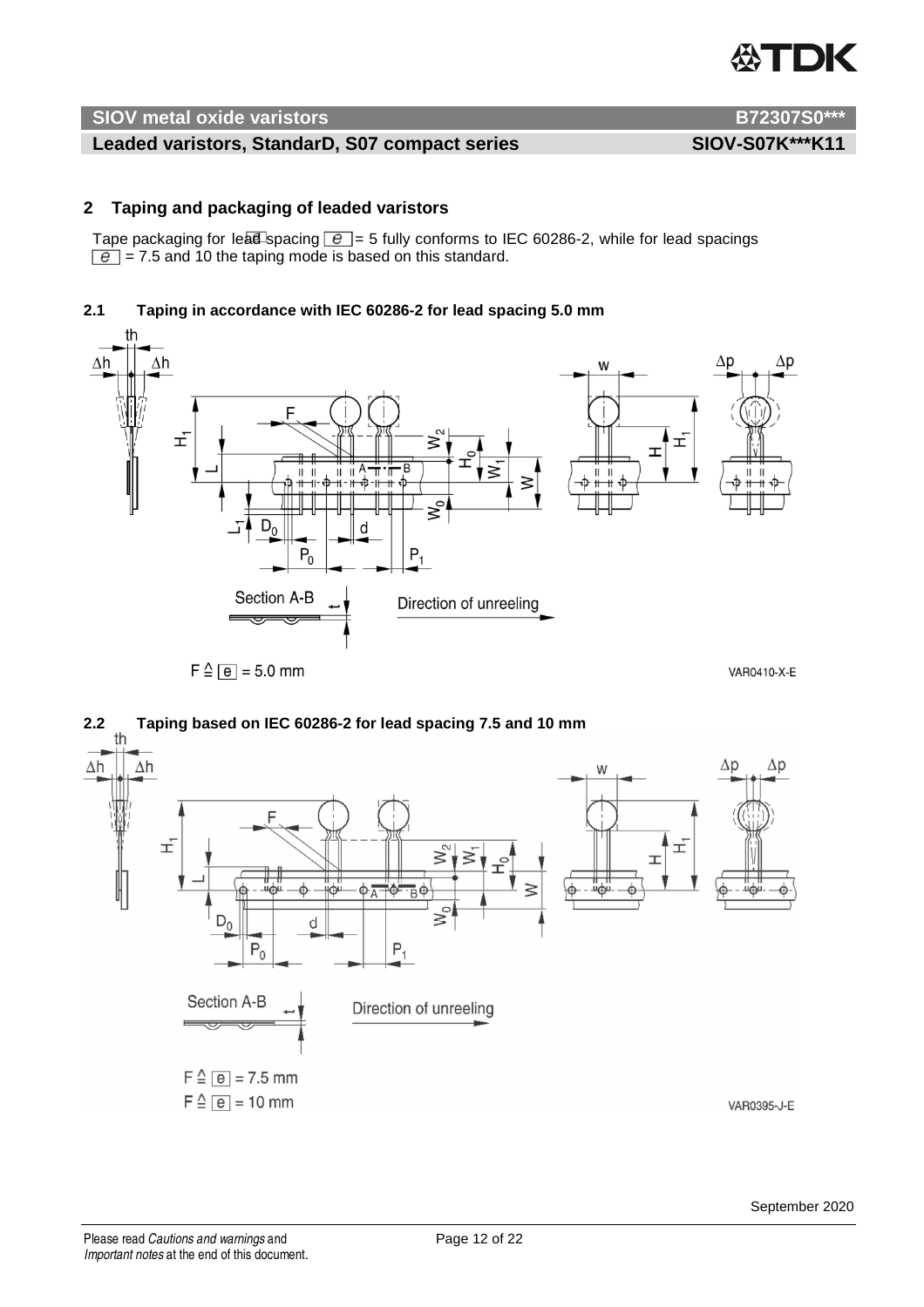## 2 Taping and packaging of leaded varistors

Tape packaging for lead spacing $e$ = 5 fully conforms to IEC 60286-2, while for lead spacings $e$ = 7.5 and 10 the taping mode is based on this standard.

### 2.1 Taping in accordance with IEC 60286-2 for lead spacing 5.0 mm

$F \triangleq e = 5.0$ mm

VAR0410-X-E

### 2.2 Taping based on IEC 60286-2 for lead spacing 7.5 and 10 mm

$F \triangleq e = 7.5$ mm

$F \triangleq e = 10$ mm

VAR0395-J-E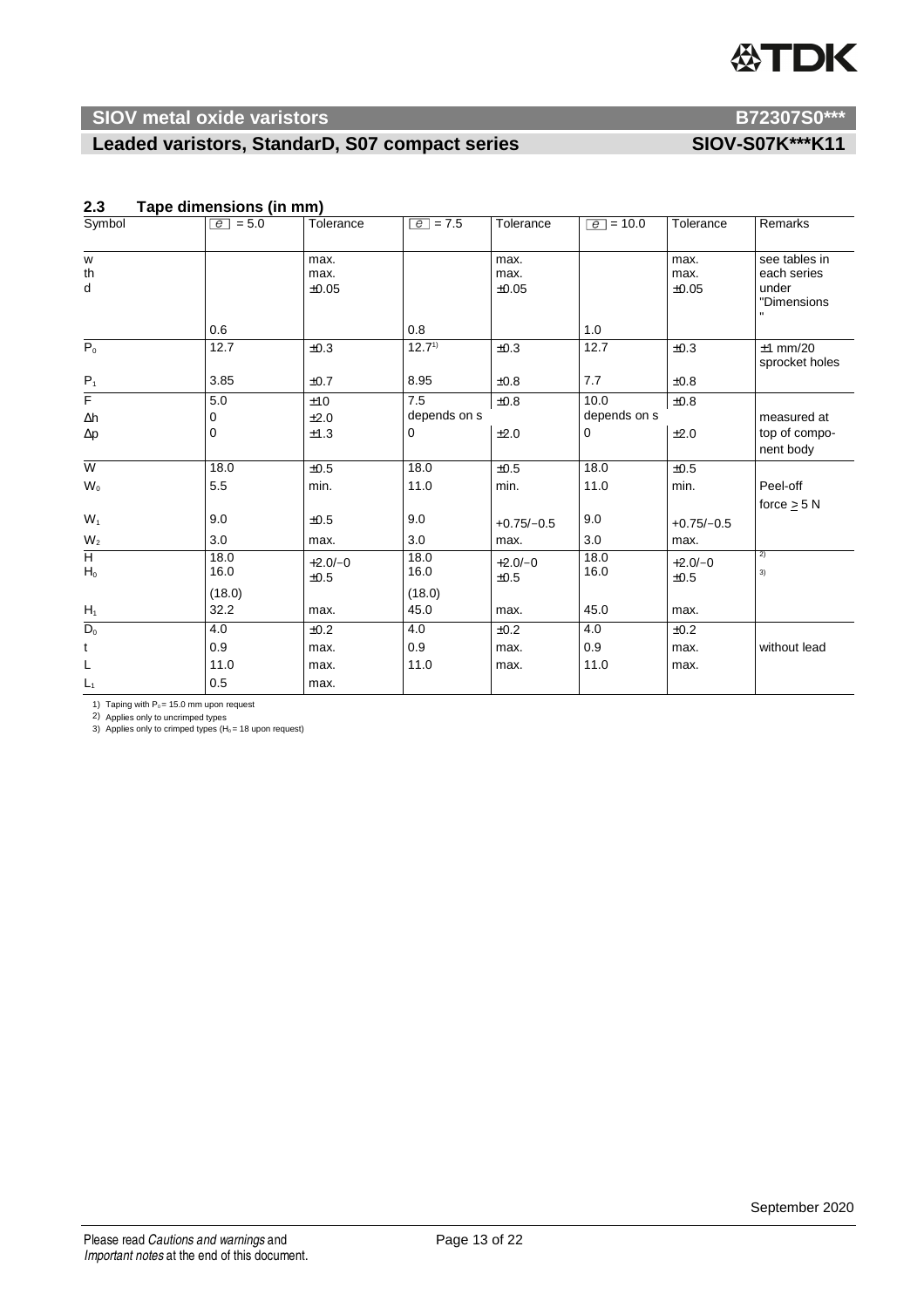## 2.3 Tape dimensions (in mm)

| Symbol | $e$ = 5.0 | Tolerance | $e$ = 7.5 | Tolerance | $e$ = 10.0 | Tolerance | Remarks |
|---|---|---|---|---|---|---|---|
| w<br>th<br>d | <br><br><br>0.6 | max.<br>max.<br>±0.05 | <br><br><br>0.8 | max.<br>max.<br>±0.05 | <br><br><br>1.0 | max.<br>max.<br>±0.05 | see tables in each series under "Dimensions" |
| $P_0$ | 12.7 | ±0.3 | 12.7[1] | ±0.3 | 12.7 | ±0.3 | ±1 mm/20 sprocket holes |
| $P_1$ | 3.85 | ±0.7 | 8.95 | ±0.8 | 7.7 | ±0.8 | |
| F | 5.0 | ±10 | 7.5 | ±0.8 | 10.0 | ±0.8 | |
| Δh | 0 | ±2.0 | depends on s | | depends on s | | measured at |
| Δp | 0 | ±1.3 | 0 | ±2.0 | 0 | ±2.0 | top of component body |
| W | 18.0 | ±0.5 | 18.0 | ±0.5 | 18.0 | ±0.5 | |
| $W_0$ | 5.5 | min. | 11.0 | min. | 11.0 | min. | Peel-off force ≥ 5 N |
| $W_1$ | 9.0 | ±0.5 | 9.0 | +0.75/−0.5 | 9.0 | +0.75/−0.5 | |
| $W_2$ | 3.0 | max. | 3.0 | max. | 3.0 | max. | |
| H | 18.0 | +2.0/−0 | 18.0 | +2.0/−0 | 18.0 | +2.0/−0 | [2] |
| $H_0$ | 16.0<br>(18.0) | ±0.5 | 16.0<br>(18.0) | ±0.5 | 16.0 | ±0.5 | [3] |
| $H_1$ | 32.2 | max. | 45.0 | max. | 45.0 | max. | |
| $D_0$ | 4.0 | ±0.2 | 4.0 | ±0.2 | 4.0 | ±0.2 | |
| t | 0.9 | max. | 0.9 | max. | 0.9 | max. | without lead |
| L | 11.0 | max. | 11.0 | max. | 11.0 | max. | |
| $L_1$ | 0.5 | max. | | | | | |

1) Taping with $P_0$ = 15.0 mm upon request
2) Applies only to uncrimped types
3) Applies only to crimped types ($H_0$ = 18 upon request)

September 2020

Please read *Cautions and warnings* and *Important notes* at the end of this document.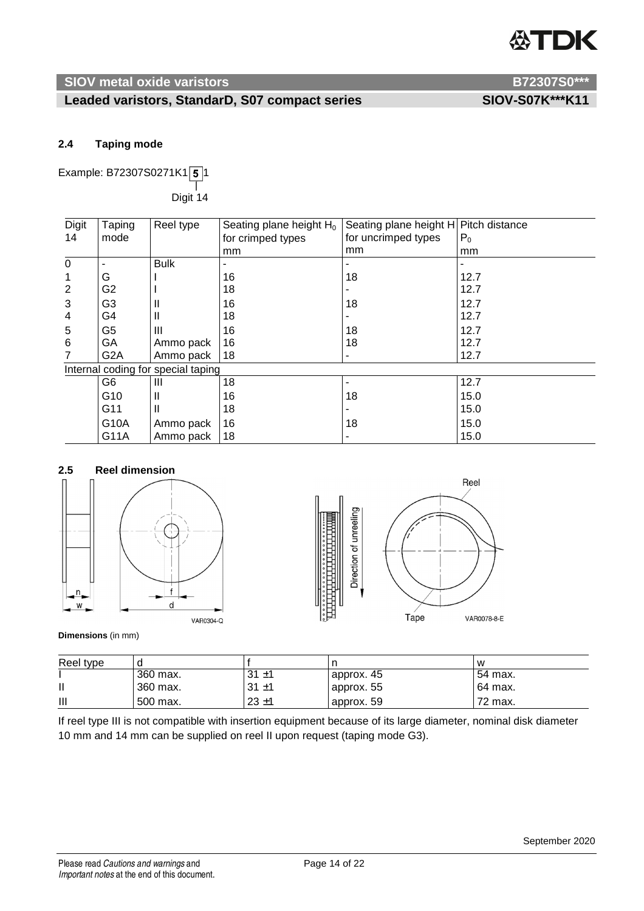### 2.4 Taping mode

Example: B72307S0271K1**5**1

Digit 14

| Digit 14 | Taping mode | Reel type | Seating plane height $H_0$ for crimped types mm | Seating plane height H for uncrimped types mm | Pitch distance $P_0$ mm |
|---|---|---|---|---|---|
| 0 | - | Bulk | - | - | - |
| 1 | G | I | 16 | 18 | 12.7 |
| 2 | G2 | I | 18 | - | 12.7 |
| 3 | G3 | II | 16 | 18 | 12.7 |
| 4 | G4 | II | 18 | - | 12.7 |
| 5 | G5 | III | 16 | 18 | 12.7 |
| 6 | GA | Ammo pack | 16 | 18 | 12.7 |
| 7 | G2A | Ammo pack | 18 | - | 12.7 |
| Internal coding for special taping | | | | | |
| | G6 | III | 18 | - | 12.7 |
| | G10 | II | 16 | 18 | 15.0 |
| | G11 | II | 18 | - | 15.0 |
| | G10A | Ammo pack | 16 | 18 | 15.0 |
| | G11A | Ammo pack | 18 | - | 15.0 |

### 2.5 Reel dimension

**Dimensions** (in mm)

| Reel type | d | f | n | w |
|---|---|---|---|---|
| I | 360 max. | 31 ±1 | approx. 45 | 54 max. |
| II | 360 max. | 31 ±1 | approx. 55 | 64 max. |
| III | 500 max. | 23 ±1 | approx. 59 | 72 max. |

If reel type III is not compatible with insertion equipment because of its large diameter, nominal disk diameter 10 mm and 14 mm can be supplied on reel II upon request (taping mode G3).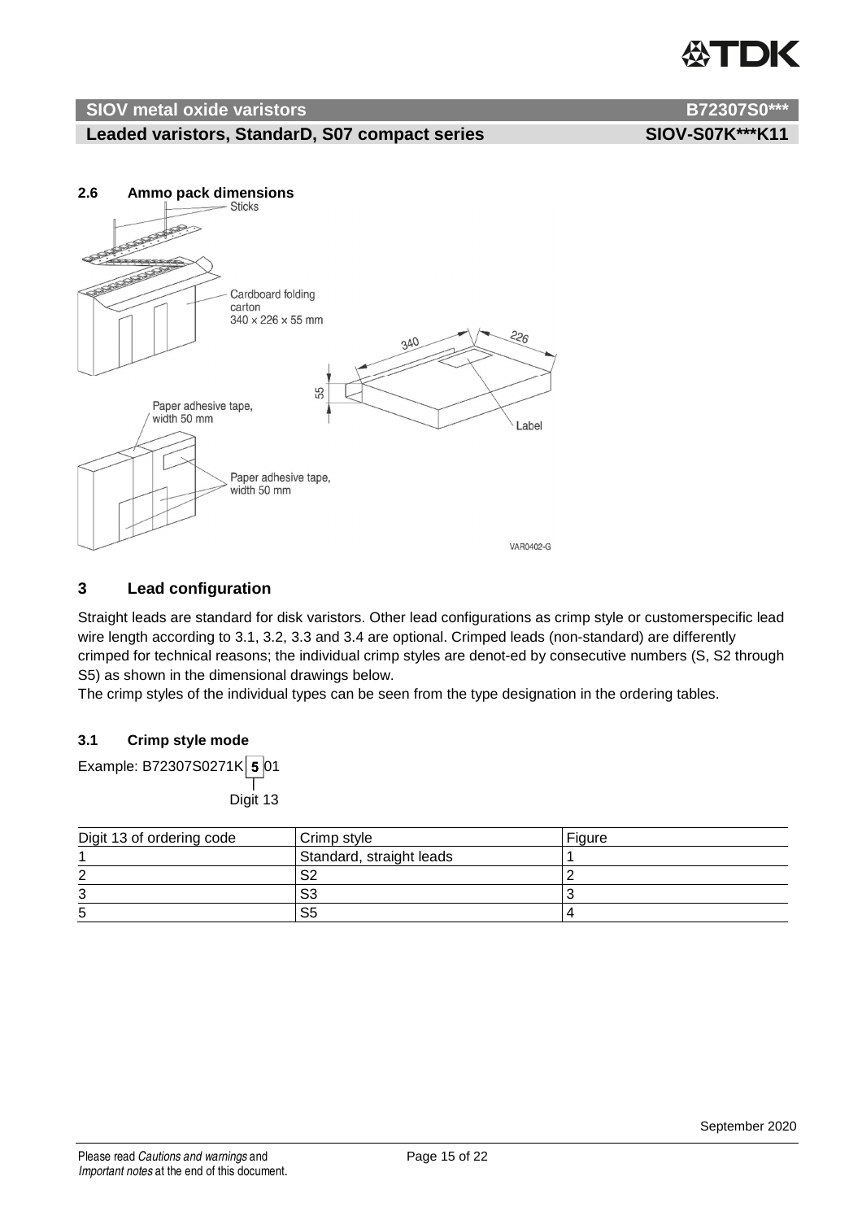## 2.6 Ammo pack dimensions

Sticks

Cardboard folding carton
340 × 226 × 55 mm

340

226

55

Label

Paper adhesive tape, width 50 mm

Paper adhesive tape, width 50 mm

VAR0402-G

# 3 Lead configuration

Straight leads are standard for disk varistors. Other lead configurations as crimp style or customerspecific lead wire length according to 3.1, 3.2, 3.3 and 3.4 are optional. Crimped leads (non-standard) are differently crimped for technical reasons; the individual crimp styles are denot-ed by consecutive numbers (S, S2 through S5) as shown in the dimensional drawings below.
The crimp styles of the individual types can be seen from the type designation in the ordering tables.

## 3.1 Crimp style mode

Example: B72307S0271K **5** 01

Digit 13

| Digit 13 of ordering code | Crimp style | Figure |
|---|---|---|
| 1 | Standard, straight leads | 1 |
| 2 | S2 | 2 |
| 3 | S3 | 3 |
| 5 | S5 | 4 |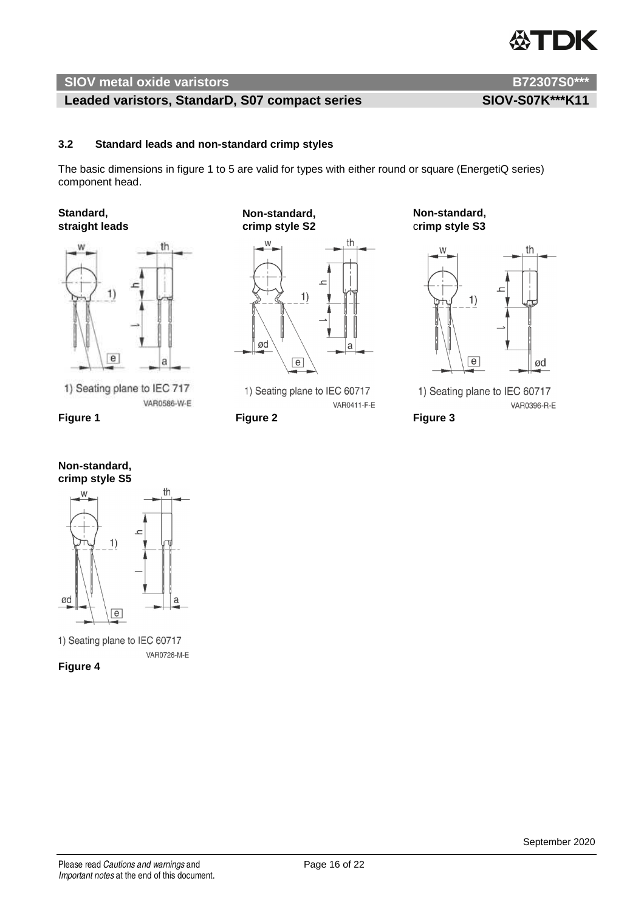### 3.2 Standard leads and non-standard crimp styles

The basic dimensions in figure 1 to 5 are valid for types with either round or square (EnergetiQ series) component head.

**Standard, straight leads**

1) Seating plane to IEC 717

VAR0586-W-E

**Figure 1**

**Non-standard, crimp style S2**

1) Seating plane to IEC 60717

VAR0411-F-E

**Figure 2**

**Non-standard, crimp style S3**

1) Seating plane to IEC 60717

VAR0396-R-E

**Figure 3**

**Non-standard, crimp style S5**

1) Seating plane to IEC 60717

VAR0726-M-E

**Figure 4**

September 2020

Please read *Cautions and warnings* and *Important notes* at the end of this document.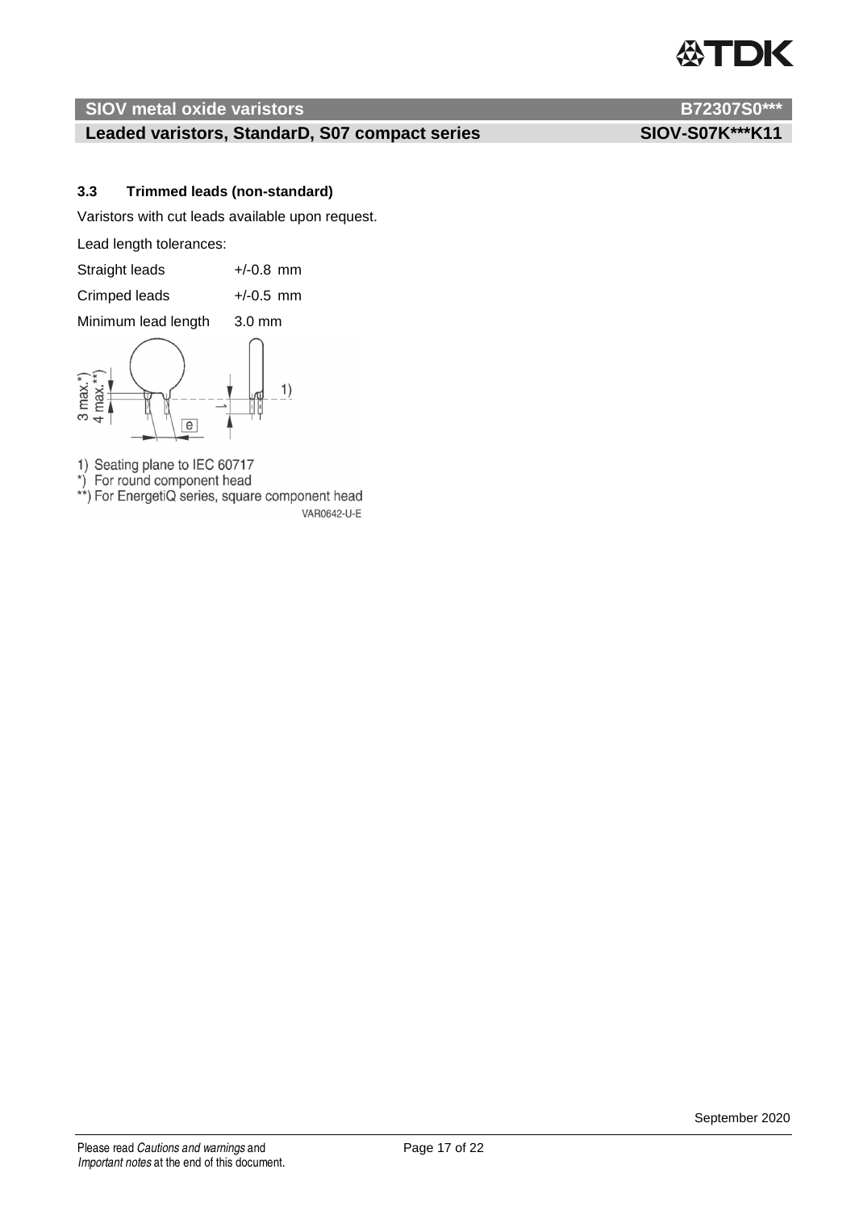### 3.3 Trimmed leads (non-standard)

Varistors with cut leads available upon request.

Lead length tolerances:

| | |
|---|---|
| Straight leads | +/-0.8 mm |
| Crimped leads | +/-0.5 mm |
| Minimum lead length | 3.0 mm |

1) Seating plane to IEC 60717
*) For round component head
**) For EnergetiQ series, square component head

VAR0642-U-E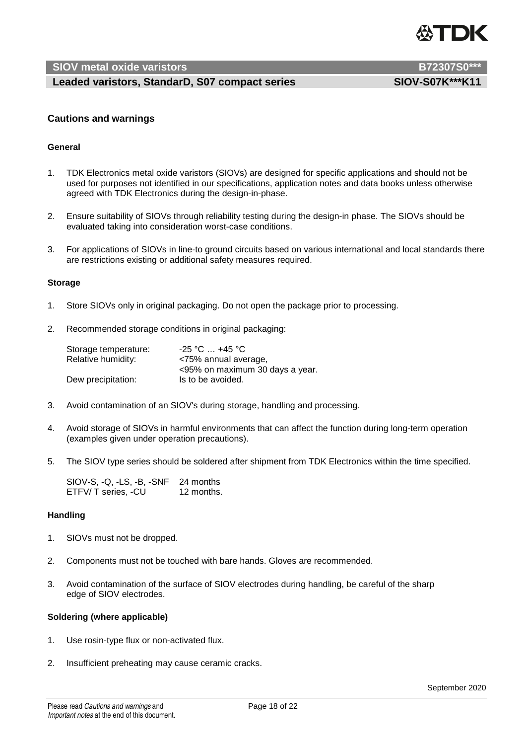## Cautions and warnings

### General

1. TDK Electronics metal oxide varistors (SIOVs) are designed for specific applications and should not be used for purposes not identified in our specifications, application notes and data books unless otherwise agreed with TDK Electronics during the design-in-phase.

2. Ensure suitability of SIOVs through reliability testing during the design-in phase. The SIOVs should be evaluated taking into consideration worst-case conditions.

3. For applications of SIOVs in line-to ground circuits based on various international and local standards there are restrictions existing or additional safety measures required.

### Storage

1. Store SIOVs only in original packaging. Do not open the package prior to processing.

2. Recommended storage conditions in original packaging:

   | | |
   |---|---|
   | Storage temperature: | -25 °C … +45 °C |
   | Relative humidity: | <75% annual average, <95% on maximum 30 days a year. |
   | Dew precipitation: | Is to be avoided. |

3. Avoid contamination of an SIOV's during storage, handling and processing.

4. Avoid storage of SIOVs in harmful environments that can affect the function during long-term operation (examples given under operation precautions).

5. The SIOV type series should be soldered after shipment from TDK Electronics within the time specified.

   | | |
   |---|---|
   | SIOV-S, -Q, -LS, -B, -SNF | 24 months |
   | ETFV/ T series, -CU | 12 months. |

### Handling

1. SIOVs must not be dropped.

2. Components must not be touched with bare hands. Gloves are recommended.

3. Avoid contamination of the surface of SIOV electrodes during handling, be careful of the sharp edge of SIOV electrodes.

### Soldering (where applicable)

1. Use rosin-type flux or non-activated flux.

2. Insufficient preheating may cause ceramic cracks.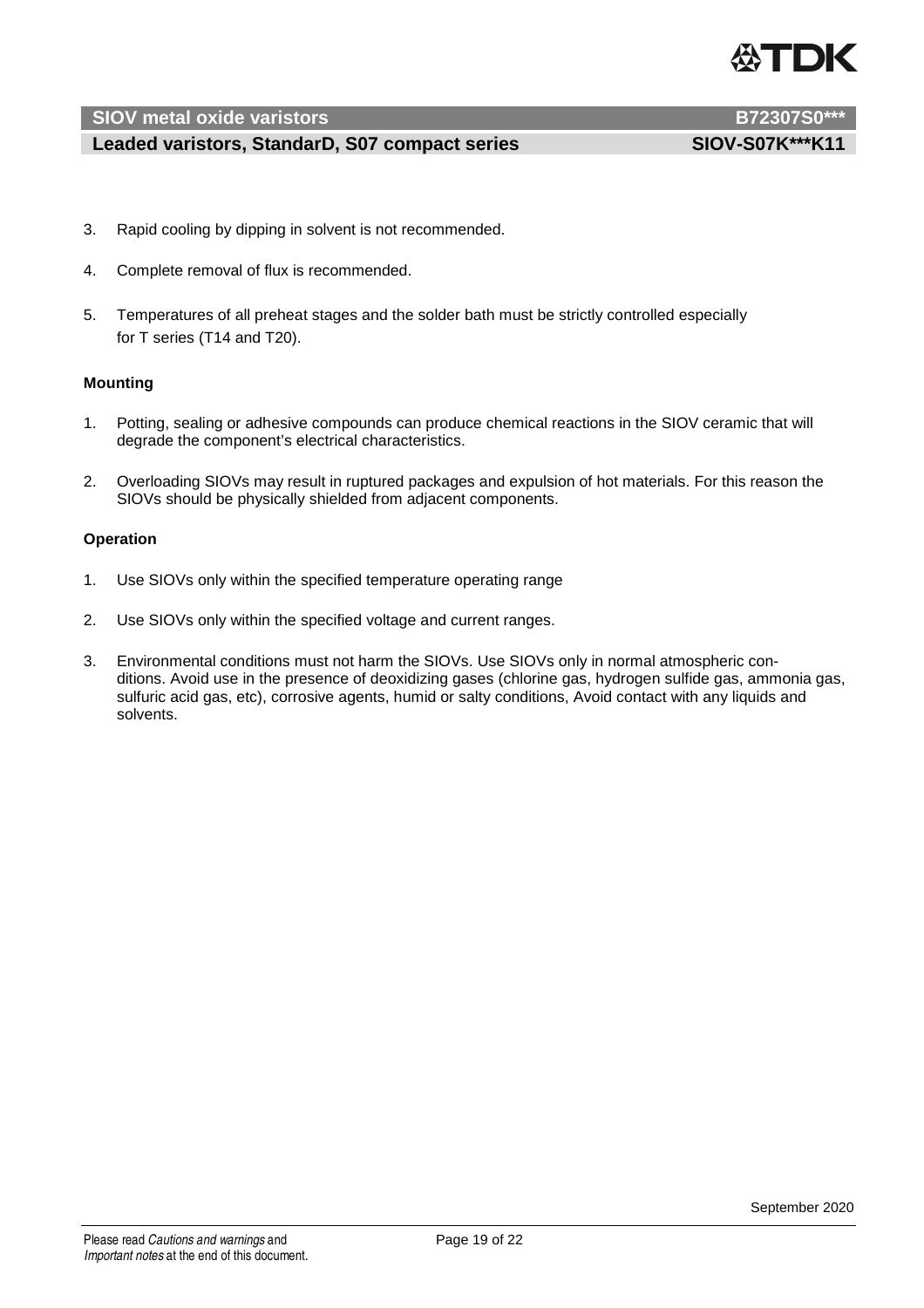3. Rapid cooling by dipping in solvent is not recommended.

4. Complete removal of flux is recommended.

5. Temperatures of all preheat stages and the solder bath must be strictly controlled especially for T series (T14 and T20).

**Mounting**

1. Potting, sealing or adhesive compounds can produce chemical reactions in the SIOV ceramic that will degrade the component's electrical characteristics.

2. Overloading SIOVs may result in ruptured packages and expulsion of hot materials. For this reason the SIOVs should be physically shielded from adjacent components.

**Operation**

1. Use SIOVs only within the specified temperature operating range

2. Use SIOVs only within the specified voltage and current ranges.

3. Environmental conditions must not harm the SIOVs. Use SIOVs only in normal atmospheric conditions. Avoid use in the presence of deoxidizing gases (chlorine gas, hydrogen sulfide gas, ammonia gas, sulfuric acid gas, etc), corrosive agents, humid or salty conditions, Avoid contact with any liquids and solvents.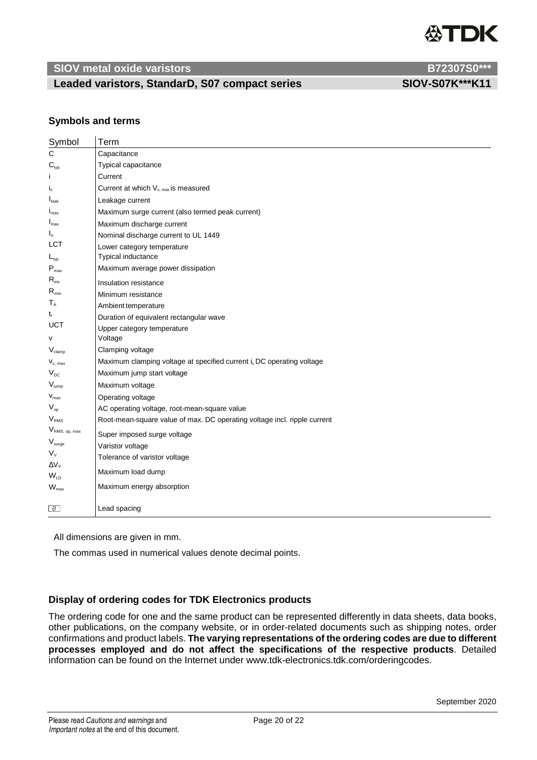## Symbols and terms

| Symbol | Term |
|---|---|
| C | Capacitance |
| $C_{typ}$ | Typical capacitance |
| i | Current |
| $i_c$ | Current at which $V_{c, max}$ is measured |
| $I_{leak}$ | Leakage current |
| $i_{max}$ | Maximum surge current (also termed peak current) |
| $I_{max}$ | Maximum discharge current |
| $I_n$ | Nominal discharge current to UL 1449 |
| LCT | Lower category temperature |
| $L_{typ}$ | Typical inductance |
| $P_{max}$ | Maximum average power dissipation |
| $R_{ins}$ | Insulation resistance |
| $R_{min}$ | Minimum resistance |
| $T_A$ | Ambient temperature |
| $t_r$ | Duration of equivalent rectangular wave |
| UCT | Upper category temperature |
| v | Voltage |
| $V_{clamp}$ | Clamping voltage |
| $v_{c, max}$ | Maximum clamping voltage at specified current $i_c$ DC operating voltage |
| $V_{DC}$ | Maximum jump start voltage |
| $V_{jump}$ | Maximum voltage |
| $v_{max}$ | Operating voltage |
| $V_{op}$ | AC operating voltage, root-mean-square value |
| $V_{RMS}$ | Root-mean-square value of max. DC operating voltage incl. ripple current |
| $V_{RMS, op, max}$ | Super imposed surge voltage |
| $V_{surge}$ | Varistor voltage |
| $V_V$ | Tolerance of varistor voltage |
| $\Delta V_V$ | |
| $W_{LD}$ | Maximum load dump |
| $W_{max}$ | Maximum energy absorption |
| e | Lead spacing |

All dimensions are given in mm.

The commas used in numerical values denote decimal points.

### Display of ordering codes for TDK Electronics products

The ordering code for one and the same product can be represented differently in data sheets, data books, other publications, on the company website, or in order-related documents such as shipping notes, order confirmations and product labels. **The varying representations of the ordering codes are due to different processes employed and do not affect the specifications of the respective products**. Detailed information can be found on the Internet under www.tdk-electronics.tdk.com/orderingcodes.

September 2020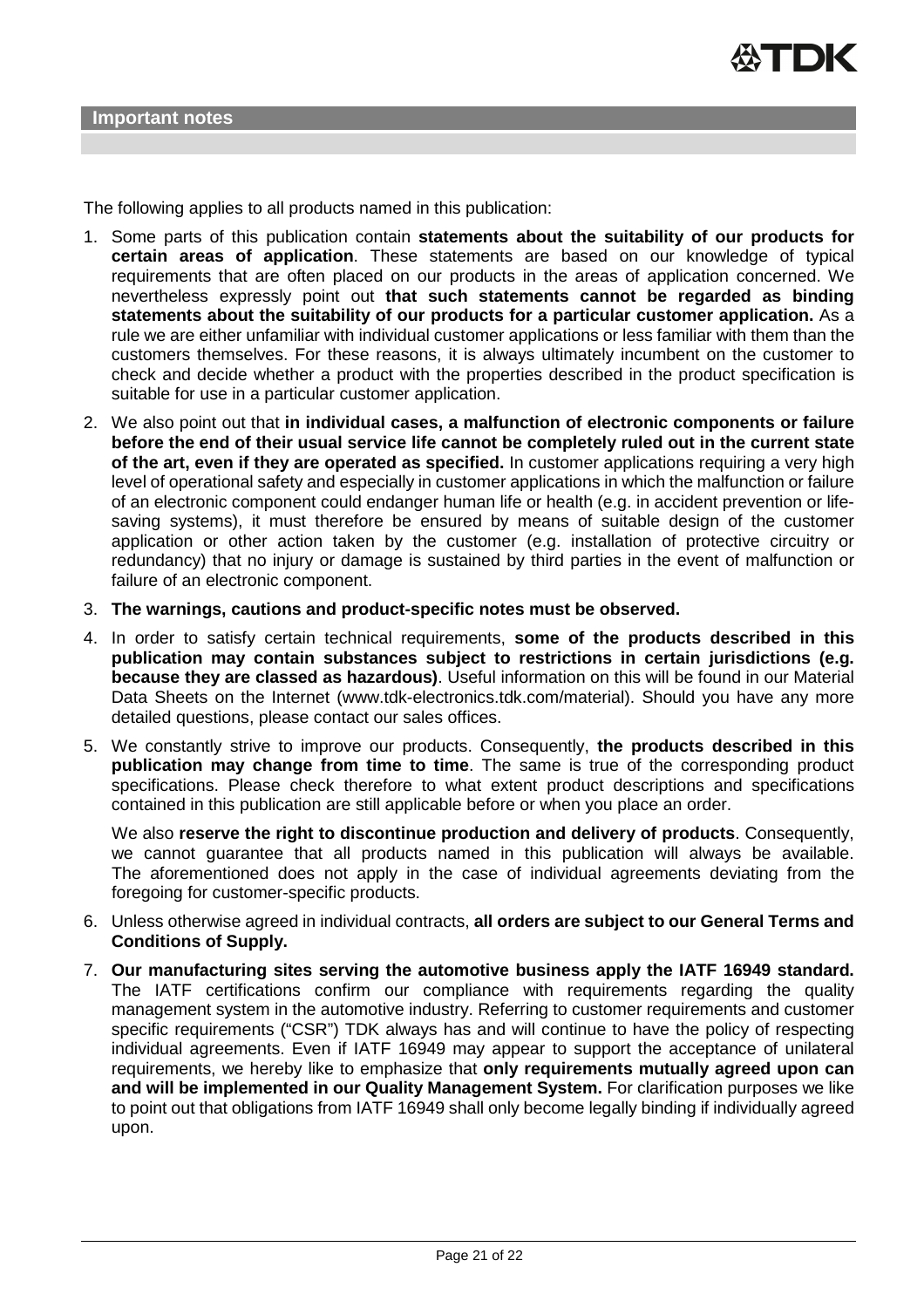## Important notes

The following applies to all products named in this publication:

1. Some parts of this publication contain **statements about the suitability of our products for certain areas of application**. These statements are based on our knowledge of typical requirements that are often placed on our products in the areas of application concerned. We nevertheless expressly point out **that such statements cannot be regarded as binding statements about the suitability of our products for a particular customer application.** As a rule we are either unfamiliar with individual customer applications or less familiar with them than the customers themselves. For these reasons, it is always ultimately incumbent on the customer to check and decide whether a product with the properties described in the product specification is suitable for use in a particular customer application.
2. We also point out that **in individual cases, a malfunction of electronic components or failure before the end of their usual service life cannot be completely ruled out in the current state of the art, even if they are operated as specified.** In customer applications requiring a very high level of operational safety and especially in customer applications in which the malfunction or failure of an electronic component could endanger human life or health (e.g. in accident prevention or life-saving systems), it must therefore be ensured by means of suitable design of the customer application or other action taken by the customer (e.g. installation of protective circuitry or redundancy) that no injury or damage is sustained by third parties in the event of malfunction or failure of an electronic component.
3. **The warnings, cautions and product-specific notes must be observed.**
4. In order to satisfy certain technical requirements, **some of the products described in this publication may contain substances subject to restrictions in certain jurisdictions (e.g. because they are classed as hazardous)**. Useful information on this will be found in our Material Data Sheets on the Internet (www.tdk-electronics.tdk.com/material). Should you have any more detailed questions, please contact our sales offices.
5. We constantly strive to improve our products. Consequently, **the products described in this publication may change from time to time**. The same is true of the corresponding product specifications. Please check therefore to what extent product descriptions and specifications contained in this publication are still applicable before or when you place an order.

   We also **reserve the right to discontinue production and delivery of products**. Consequently, we cannot guarantee that all products named in this publication will always be available. The aforementioned does not apply in the case of individual agreements deviating from the foregoing for customer-specific products.
6. Unless otherwise agreed in individual contracts, **all orders are subject to our General Terms and Conditions of Supply.**
7. **Our manufacturing sites serving the automotive business apply the IATF 16949 standard.** The IATF certifications confirm our compliance with requirements regarding the quality management system in the automotive industry. Referring to customer requirements and customer specific requirements ("CSR") TDK always has and will continue to have the policy of respecting individual agreements. Even if IATF 16949 may appear to support the acceptance of unilateral requirements, we hereby like to emphasize that **only requirements mutually agreed upon can and will be implemented in our Quality Management System.** For clarification purposes we like to point out that obligations from IATF 16949 shall only become legally binding if individually agreed upon.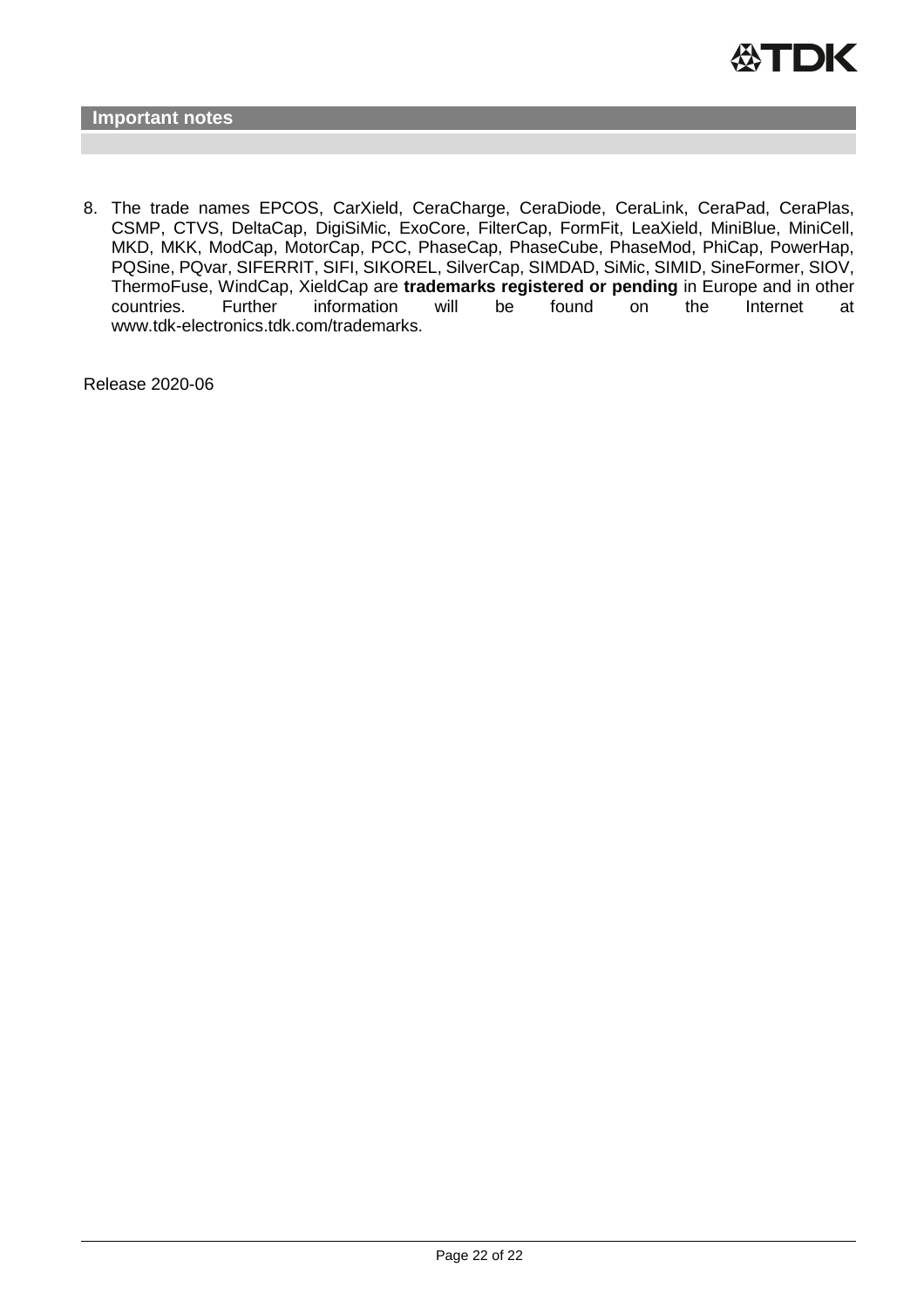## Important notes

8. The trade names EPCOS, CarXield, CeraCharge, CeraDiode, CeraLink, CeraPad, CeraPlas, CSMP, CTVS, DeltaCap, DigiSiMic, ExoCore, FilterCap, FormFit, LeaXield, MiniBlue, MiniCell, MKD, MKK, ModCap, MotorCap, PCC, PhaseCap, PhaseCube, PhaseMod, PhiCap, PowerHap, PQSine, PQvar, SIFERRIT, SIFI, SIKOREL, SilverCap, SIMDAD, SiMic, SIMID, SineFormer, SIOV, ThermoFuse, WindCap, XieldCap are **trademarks registered or pending** in Europe and in other countries. Further information will be found on the Internet at www.tdk-electronics.tdk.com/trademarks.

Release 2020-06